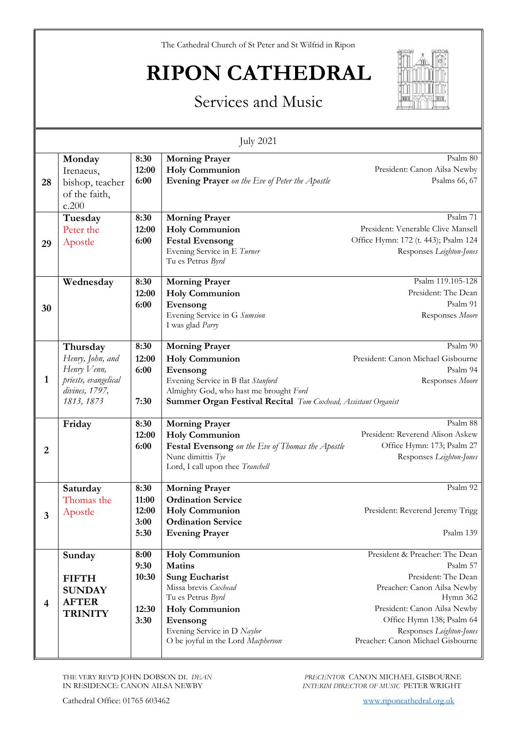The Cathedral Church of St Peter and St Wilfrid in Ripon

# RIPON CATHEDRAL

## Services and Music

July 2021

| | | | | |
|---|---|---|---|---|
| 28 | **Monday** Irenaeus, bishop, teacher of the faith, c.200 | **8:30**<br>**12:00**<br>**6:00** | **Morning Prayer**<br>**Holy Communion**<br>**Evening Prayer** *on the Eve of Peter the Apostle* | Psalm 80<br>President: Canon Ailsa Newby<br>Psalms 66, 67 |
| 29 | **Tuesday** Peter the Apostle | **8:30**<br>**12:00**<br>**6:00** | **Morning Prayer**<br>**Holy Communion**<br>**Festal Evensong**<br>Evening Service in E *Turner*<br>Tu es Petrus *Byrd* | Psalm 71<br>President: Venerable Clive Mansell<br>Office Hymn: 172 (t. 443); Psalm 124<br>Responses *Leighton-Jones* |
| 30 | **Wednesday** | **8:30**<br>**12:00**<br>**6:00** | **Morning Prayer**<br>**Holy Communion**<br>**Evensong**<br>Evening Service in G *Sumsion*<br>I was glad *Parry* | Psalm 119.105-128<br>President: The Dean<br>Psalm 91<br>Responses *Moore* |
| 1 | **Thursday** *Henry, John, and Henry Venn, priests, evangelical divines, 1797, 1813, 1873* | **8:30**<br>**12:00**<br>**6:00**<br><br><br>**7:30** | **Morning Prayer**<br>**Holy Communion**<br>**Evensong**<br>Evening Service in B flat *Stanford*<br>Almighty God, who hast me brought *Ford*<br>**Summer Organ Festival Recital** *Tom Coxhead, Assistant Organist* | Psalm 90<br>President: Canon Michael Gisbourne<br>Psalm 94<br>Responses *Moore* |
| 2 | **Friday** | **8:30**<br>**12:00**<br>**6:00** | **Morning Prayer**<br>**Holy Communion**<br>**Festal Evensong** *on the Eve of Thomas the Apostle*<br>Nunc dimittis *Tye*<br>Lord, I call upon thee *Tranchell* | Psalm 88<br>President: Reverend Alison Askew<br>Office Hymn: 173; Psalm 27<br>Responses *Leighton-Jones* |
| 3 | **Saturday** Thomas the Apostle | **8:30**<br>**11:00**<br>**12:00**<br>**3:00**<br>**5:30** | **Morning Prayer**<br>**Ordination Service**<br>**Holy Communion**<br>**Ordination Service**<br>**Evening Prayer** | Psalm 92<br><br>President: Reverend Jeremy Trigg<br><br>Psalm 139 |
| 4 | **Sunday**<br><br>**FIFTH SUNDAY AFTER TRINITY** | **8:00**<br>**9:30**<br>**10:30**<br><br><br>**12:30**<br>**3:30** | **Holy Communion**<br>**Matins**<br>**Sung Eucharist**<br>Missa brevis *Coxhead*<br>Tu es Petrus *Byrd*<br>**Holy Communion**<br>**Evensong**<br>Evening Service in D *Naylor*<br>O be joyful in the Lord *Macpherson* | President & Preacher: The Dean<br>Psalm 57<br>President: The Dean<br>Preacher: Canon Ailsa Newby<br>Hymn 362<br>President: Canon Ailsa Newby<br>Office Hymn 138; Psalm 64<br>Responses *Leighton-Jones*<br>Preacher: Canon Michael Gisbourne |

THE VERY REV'D JOHN DOBSON DL *DEAN*
IN RESIDENCE: CANON AILSA NEWBY

*PRECENTOR* CANON MICHAEL GISBOURNE
*INTERIM DIRECTOR OF MUSIC* PETER WRIGHT

Cathedral Office: 01765 603462

www.riponcathedral.org.uk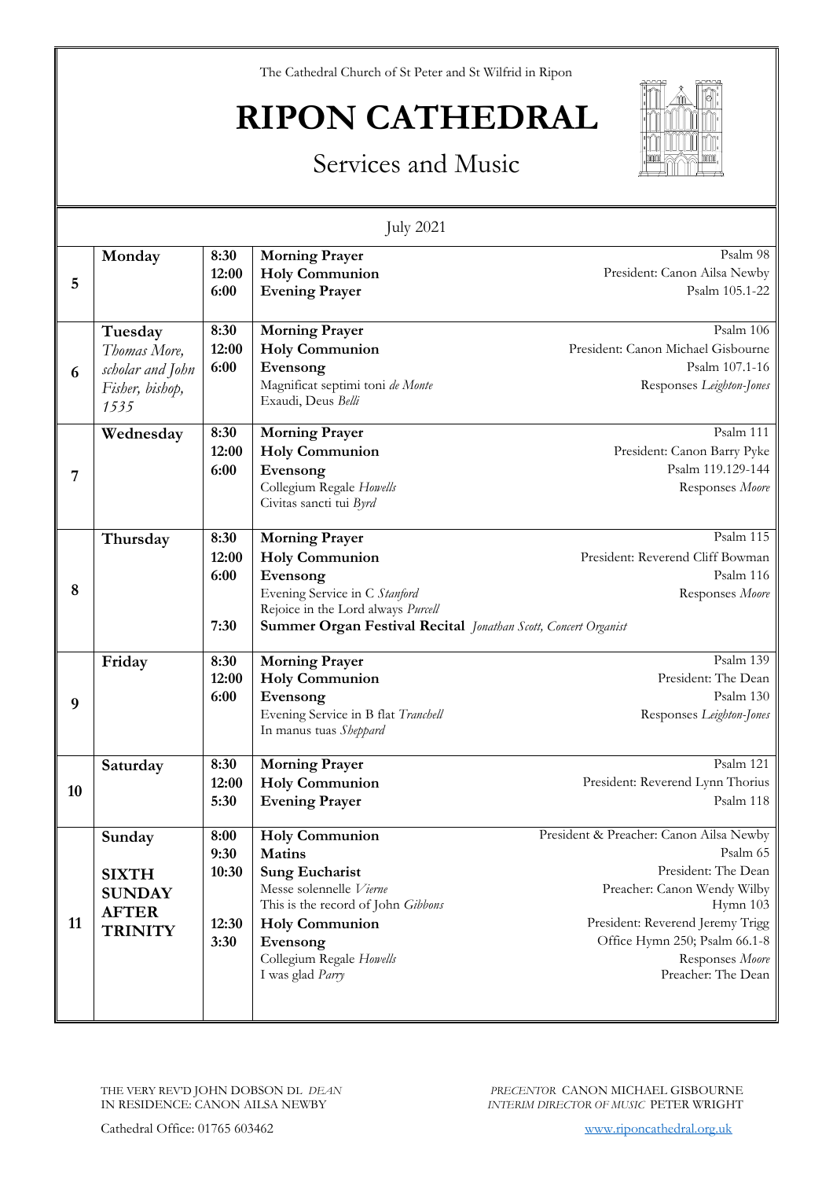The Cathedral Church of St Peter and St Wilfrid in Ripon

# RIPON CATHEDRAL

## Services and Music

July 2021

| | | | | |
|---|---|---|---|---|
| **5** | **Monday** | **8:30**<br>**12:00**<br>**6:00** | **Morning Prayer**<br>**Holy Communion**<br>**Evening Prayer** | Psalm 98<br>President: Canon Ailsa Newby<br>Psalm 105.1-22 |
| **6** | **Tuesday**<br>*Thomas More, scholar and John Fisher, bishop, 1535* | **8:30**<br>**12:00**<br>**6:00** | **Morning Prayer**<br>**Holy Communion**<br>**Evensong**<br>Magnificat septimi toni *de Monte*<br>Exaudi, Deus *Belli* | Psalm 106<br>President: Canon Michael Gisbourne<br>Psalm 107.1-16<br>Responses *Leighton-Jones* |
| **7** | **Wednesday** | **8:30**<br>**12:00**<br>**6:00** | **Morning Prayer**<br>**Holy Communion**<br>**Evensong**<br>Collegium Regale *Howells*<br>Civitas sancti tui *Byrd* | Psalm 111<br>President: Canon Barry Pyke<br>Psalm 119.129-144<br>Responses *Moore* |
| **8** | **Thursday** | **8:30**<br>**12:00**<br>**6:00**<br><br>**7:30** | **Morning Prayer**<br>**Holy Communion**<br>**Evensong**<br>Evening Service in C *Stanford*<br>Rejoice in the Lord always *Purcell*<br>**Summer Organ Festival Recital** *Jonathan Scott, Concert Organist* | Psalm 115<br>President: Reverend Cliff Bowman<br>Psalm 116<br>Responses *Moore* |
| **9** | **Friday** | **8:30**<br>**12:00**<br>**6:00** | **Morning Prayer**<br>**Holy Communion**<br>**Evensong**<br>Evening Service in B flat *Tranchell*<br>In manus tuas *Sheppard* | Psalm 139<br>President: The Dean<br>Psalm 130<br>Responses *Leighton-Jones* |
| **10** | **Saturday** | **8:30**<br>**12:00**<br>**5:30** | **Morning Prayer**<br>**Holy Communion**<br>**Evening Prayer** | Psalm 121<br>President: Reverend Lynn Thorius<br>Psalm 118 |
| **11** | **Sunday**<br><br>**SIXTH SUNDAY AFTER TRINITY** | **8:00**<br>**9:30**<br>**10:30**<br><br><br>**12:30**<br>**3:30** | **Holy Communion**<br>**Matins**<br>**Sung Eucharist**<br>Messe solennelle *Vierne*<br>This is the record of John *Gibbons*<br>**Holy Communion**<br>**Evensong**<br>Collegium Regale *Howells*<br>I was glad *Parry* | President & Preacher: Canon Ailsa Newby<br>Psalm 65<br>President: The Dean<br>Preacher: Canon Wendy Wilby<br>Hymn 103<br>President: Reverend Jeremy Trigg<br>Office Hymn 250; Psalm 66.1-8<br>Responses *Moore*<br>Preacher: The Dean |

THE VERY REV'D JOHN DOBSON DL *DEAN*
IN RESIDENCE: CANON AILSA NEWBY

*PRECENTOR* CANON MICHAEL GISBOURNE
*INTERIM DIRECTOR OF MUSIC* PETER WRIGHT

Cathedral Office: 01765 603462

www.riponcathedral.org.uk